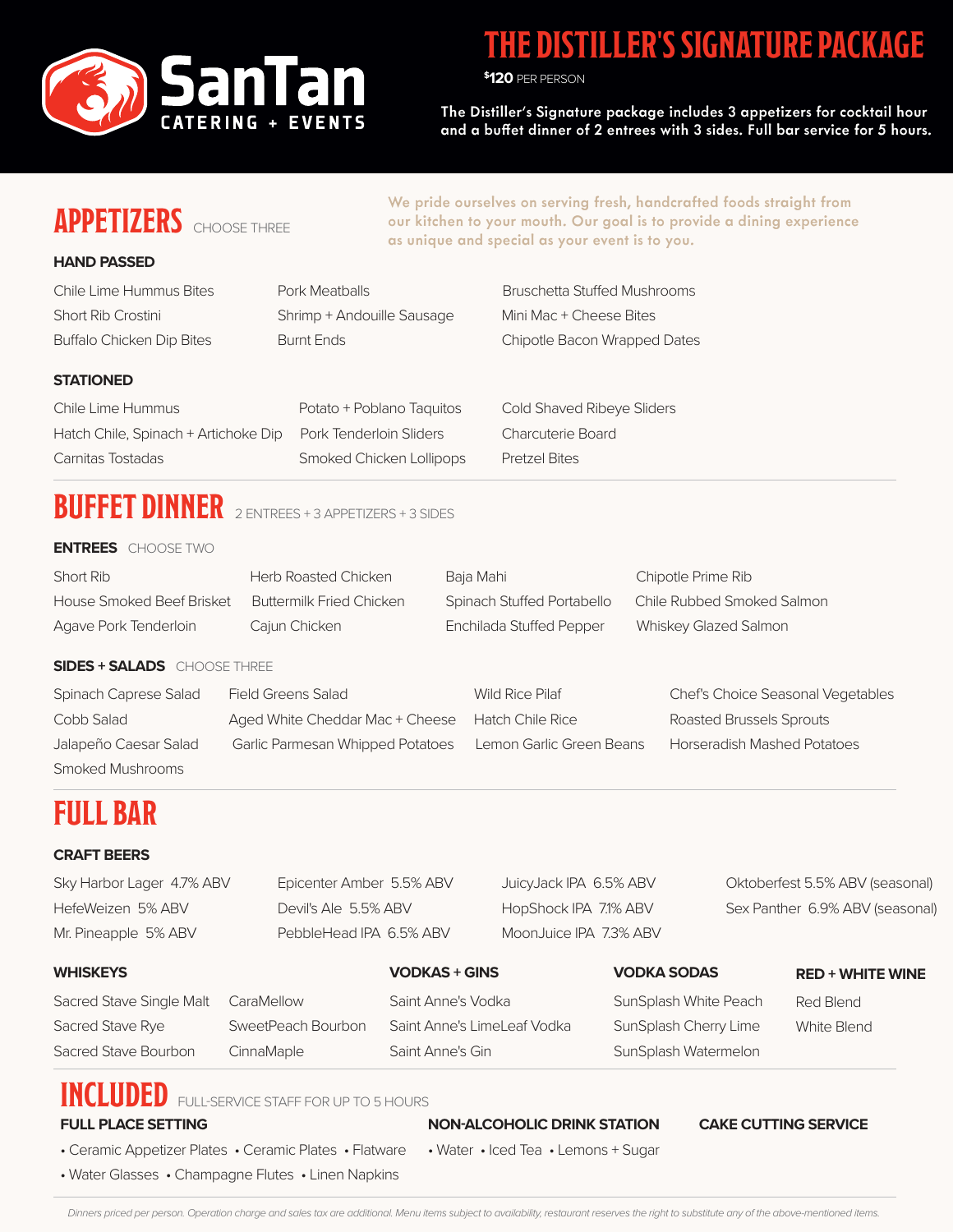SanTan
CATERING + EVENTS

# THE DISTILLER'S SIGNATURE PACKAGE

$120 PER PERSON

**The Distiller's Signature package includes 3 appetizers for cocktail hour and a buffet dinner of 2 entrees with 3 sides. Full bar service for 5 hours.**

## APPETIZERS CHOOSE THREE

We pride ourselves on serving fresh, handcrafted foods straight from our kitchen to your mouth. Our goal is to provide a dining experience as unique and special as your event is to you.

### HAND PASSED

- Chile Lime Hummus Bites
- Short Rib Crostini
- Buffalo Chicken Dip Bites
- Pork Meatballs
- Shrimp + Andouille Sausage
- Burnt Ends
- Bruschetta Stuffed Mushrooms
- Mini Mac + Cheese Bites
- Chipotle Bacon Wrapped Dates

### STATIONED

- Chile Lime Hummus
- Hatch Chile, Spinach + Artichoke Dip
- Carnitas Tostadas
- Potato + Poblano Taquitos
- Pork Tenderloin Sliders
- Smoked Chicken Lollipops
- Cold Shaved Ribeye Sliders
- Charcuterie Board
- Pretzel Bites

## BUFFET DINNER 2 ENTREES + 3 APPETIZERS + 3 SIDES

### ENTREES CHOOSE TWO

- Short Rib
- House Smoked Beef Brisket
- Agave Pork Tenderloin
- Herb Roasted Chicken
- Buttermilk Fried Chicken
- Cajun Chicken
- Baja Mahi
- Spinach Stuffed Portabello
- Enchilada Stuffed Pepper
- Chipotle Prime Rib
- Chile Rubbed Smoked Salmon
- Whiskey Glazed Salmon

### SIDES + SALADS CHOOSE THREE

- Spinach Caprese Salad
- Cobb Salad
- Jalapeño Caesar Salad
- Smoked Mushrooms
- Field Greens Salad
- Aged White Cheddar Mac + Cheese
- Garlic Parmesan Whipped Potatoes
- Wild Rice Pilaf
- Hatch Chile Rice
- Lemon Garlic Green Beans
- Chef's Choice Seasonal Vegetables
- Roasted Brussels Sprouts
- Horseradish Mashed Potatoes

## FULL BAR

### CRAFT BEERS

- Sky Harbor Lager 4.7% ABV
- HefeWeizen 5% ABV
- Mr. Pineapple 5% ABV
- Epicenter Amber 5.5% ABV
- Devil's Ale 5.5% ABV
- PebbleHead IPA 6.5% ABV
- JuicyJack IPA 6.5% ABV
- HopShock IPA 7.1% ABV
- MoonJuice IPA 7.3% ABV
- Oktoberfest 5.5% ABV (seasonal)
- Sex Panther 6.9% ABV (seasonal)

### WHISKEYS

- Sacred Stave Single Malt
- Sacred Stave Rye
- Sacred Stave Bourbon
- CaraMellow
- SweetPeach Bourbon
- CinnaMaple

### VODKAS + GINS

- Saint Anne's Vodka
- Saint Anne's LimeLeaf Vodka
- Saint Anne's Gin

### VODKA SODAS

- SunSplash White Peach
- SunSplash Cherry Lime
- SunSplash Watermelon

### RED + WHITE WINE

- Red Blend
- White Blend

## INCLUDED FULL-SERVICE STAFF FOR UP TO 5 HOURS

### FULL PLACE SETTING

- Ceramic Appetizer Plates
- Ceramic Plates
- Flatware
- Water Glasses
- Champagne Flutes
- Linen Napkins

### NON-ALCOHOLIC DRINK STATION

- Water
- Iced Tea
- Lemons + Sugar

### CAKE CUTTING SERVICE

*Dinners priced per person. Operation charge and sales tax are additional. Menu items subject to availability, restaurant reserves the right to substitute any of the above-mentioned items.*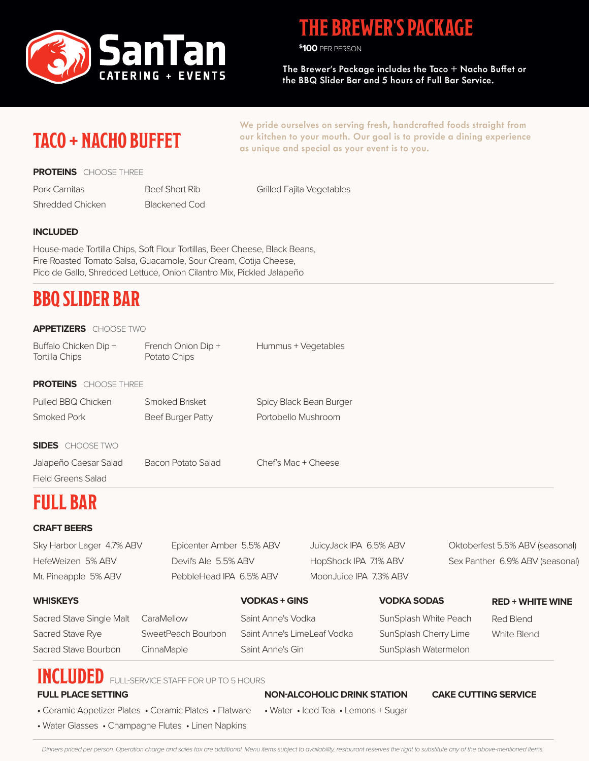SanTan CATERING + EVENTS

# THE BREWER'S PACKAGE

$100 PER PERSON

The Brewer's Package includes the Taco + Nacho Buffet or the BBQ Slider Bar and 5 hours of Full Bar Service.

## TACO + NACHO BUFFET

We pride ourselves on serving fresh, handcrafted foods straight from our kitchen to your mouth. Our goal is to provide a dining experience as unique and special as your event is to you.

**PROTEINS** CHOOSE THREE

- Pork Carnitas
- Shredded Chicken
- Beef Short Rib
- Blackened Cod
- Grilled Fajita Vegetables

**INCLUDED**

House-made Tortilla Chips, Soft Flour Tortillas, Beer Cheese, Black Beans, Fire Roasted Tomato Salsa, Guacamole, Sour Cream, Cotija Cheese, Pico de Gallo, Shredded Lettuce, Onion Cilantro Mix, Pickled Jalapeño

## BBQ SLIDER BAR

**APPETIZERS** CHOOSE TWO

- Buffalo Chicken Dip + Tortilla Chips
- French Onion Dip + Potato Chips
- Hummus + Vegetables

**PROTEINS** CHOOSE THREE

- Pulled BBQ Chicken
- Smoked Pork
- Smoked Brisket
- Beef Burger Patty
- Spicy Black Bean Burger
- Portobello Mushroom

**SIDES** CHOOSE TWO

- Jalapeño Caesar Salad
- Field Greens Salad
- Bacon Potato Salad
- Chef's Mac + Cheese

## FULL BAR

**CRAFT BEERS**

- Sky Harbor Lager 4.7% ABV
- HefeWeizen 5% ABV
- Mr. Pineapple 5% ABV
- Epicenter Amber 5.5% ABV
- Devil's Ale 5.5% ABV
- PebbleHead IPA 6.5% ABV
- JuicyJack IPA 6.5% ABV
- HopShock IPA 7.1% ABV
- MoonJuice IPA 7.3% ABV
- Oktoberfest 5.5% ABV (seasonal)
- Sex Panther 6.9% ABV (seasonal)

**WHISKEYS**

- Sacred Stave Single Malt
- Sacred Stave Rye
- Sacred Stave Bourbon
- CaraMellow
- SweetPeach Bourbon
- CinnaMaple

**VODKAS + GINS**

- Saint Anne's Vodka
- Saint Anne's LimeLeaf Vodka
- Saint Anne's Gin

**VODKA SODAS**

- SunSplash White Peach
- SunSplash Cherry Lime
- SunSplash Watermelon

**RED + WHITE WINE**

- Red Blend
- White Blend

## INCLUDED

FULL-SERVICE STAFF FOR UP TO 5 HOURS

**FULL PLACE SETTING**

- Ceramic Appetizer Plates
- Ceramic Plates
- Flatware
- Water Glasses
- Champagne Flutes
- Linen Napkins

**NON-ALCOHOLIC DRINK STATION**

- Water
- Iced Tea
- Lemons + Sugar

**CAKE CUTTING SERVICE**

*Dinners priced per person. Operation charge and sales tax are additional. Menu items subject to availability, restaurant reserves the right to substitute any of the above-mentioned items.*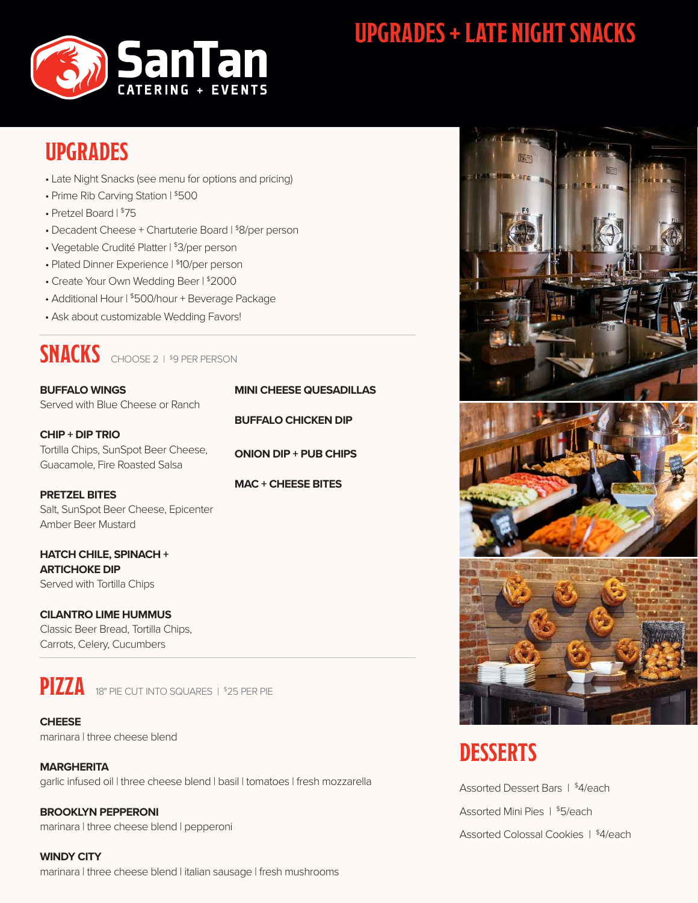# UPGRADES + LATE NIGHT SNACKS

SanTan CATERING + EVENTS

## UPGRADES

- Late Night Snacks (see menu for options and pricing)
- Prime Rib Carving Station | $500
- Pretzel Board | $75
- Decadent Cheese + Chartuterie Board | $8/per person
- Vegetable Crudité Platter | $3/per person
- Plated Dinner Experience | $10/per person
- Create Your Own Wedding Beer | $2000
- Additional Hour | $500/hour + Beverage Package
- Ask about customizable Wedding Favors!

## SNACKS

CHOOSE 2 | $9 PER PERSON

**BUFFALO WINGS**
Served with Blue Cheese or Ranch

**CHIP + DIP TRIO**
Tortilla Chips, SunSpot Beer Cheese, Guacamole, Fire Roasted Salsa

**PRETZEL BITES**
Salt, SunSpot Beer Cheese, Epicenter Amber Beer Mustard

**HATCH CHILE, SPINACH + ARTICHOKE DIP**
Served with Tortilla Chips

**CILANTRO LIME HUMMUS**
Classic Beer Bread, Tortilla Chips, Carrots, Celery, Cucumbers

**MINI CHEESE QUESADILLAS**

**BUFFALO CHICKEN DIP**

**ONION DIP + PUB CHIPS**

**MAC + CHEESE BITES**

## PIZZA

18" PIE CUT INTO SQUARES | $25 PER PIE

**CHEESE**
marinara | three cheese blend

**MARGHERITA**
garlic infused oil | three cheese blend | basil | tomatoes | fresh mozzarella

**BROOKLYN PEPPERONI**
marinara | three cheese blend | pepperoni

**WINDY CITY**
marinara | three cheese blend | italian sausage | fresh mushrooms

## DESSERTS

Assorted Dessert Bars | $4/each

Assorted Mini Pies | $5/each

Assorted Colossal Cookies | $4/each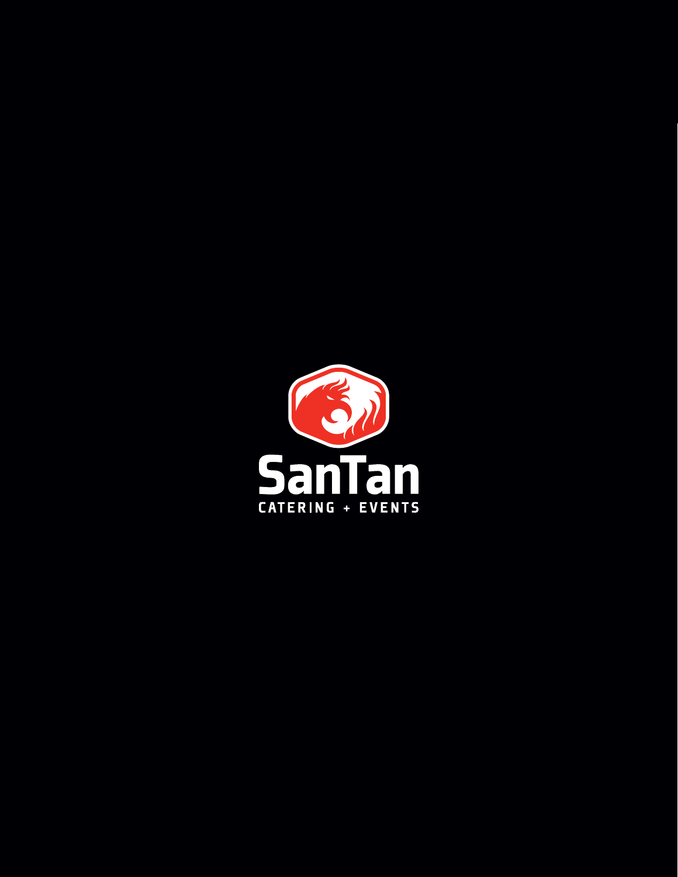SanTan

CATERING + EVENTS